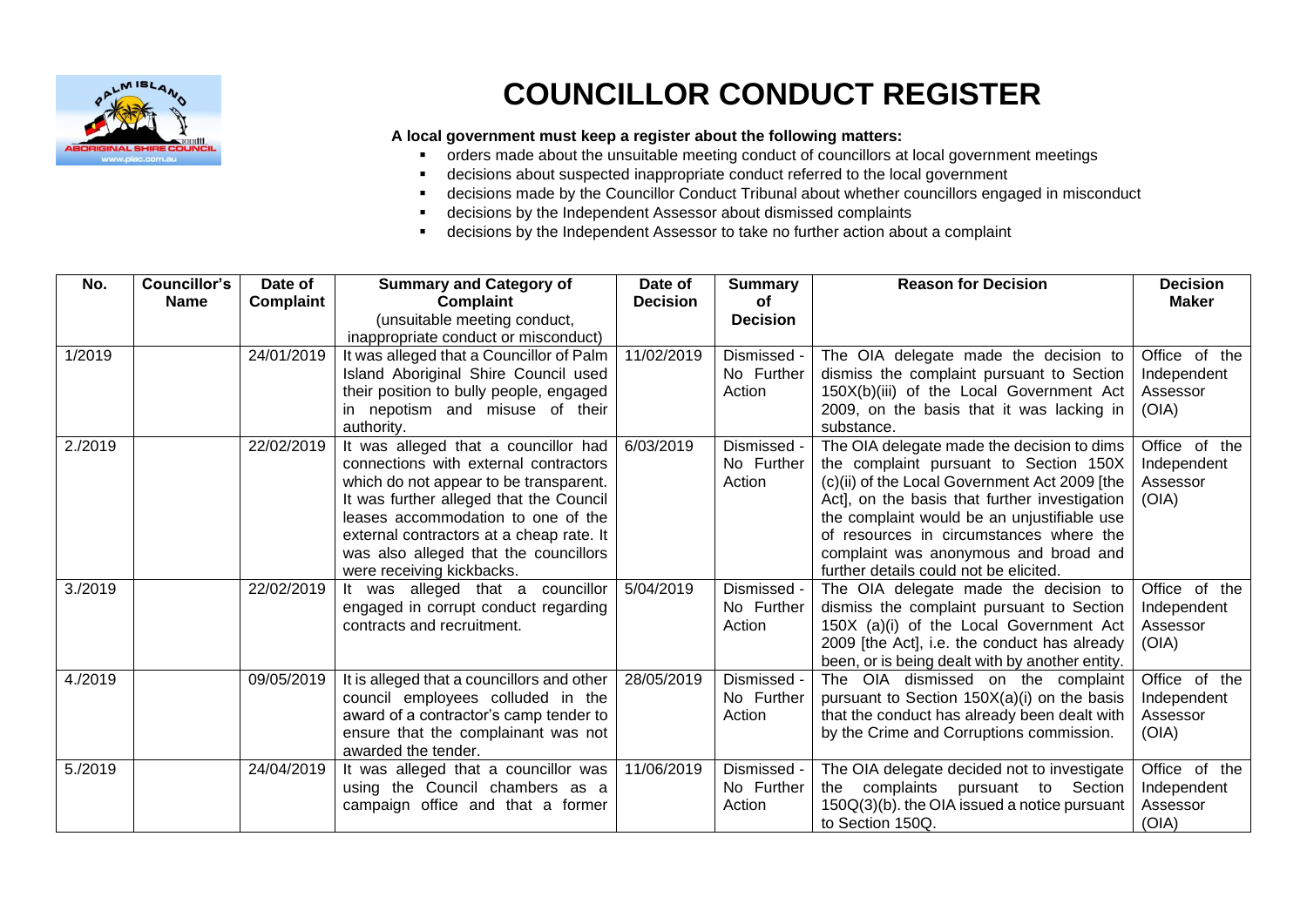# COUNCILLOR CONDUCT REGISTER

**A local government must keep a register about the following matters:**

- orders made about the unsuitable meeting conduct of councillors at local government meetings
- decisions about suspected inappropriate conduct referred to the local government
- decisions made by the Councillor Conduct Tribunal about whether councillors engaged in misconduct
- decisions by the Independent Assessor about dismissed complaints
- decisions by the Independent Assessor to take no further action about a complaint

| No. | Councillor's Name | Date of Complaint | Summary and Category of Complaint (unsuitable meeting conduct, inappropriate conduct or misconduct) | Date of Decision | Summary of Decision | Reason for Decision | Decision Maker |
|---|---|---|---|---|---|---|---|
| 1/2019 | | 24/01/2019 | It was alleged that a Councillor of Palm Island Aboriginal Shire Council used their position to bully people, engaged in nepotism and misuse of their authority. | 11/02/2019 | Dismissed - No Further Action | The OIA delegate made the decision to dismiss the complaint pursuant to Section 150X(b)(iii) of the Local Government Act 2009, on the basis that it was lacking in substance. | Office of the Independent Assessor (OIA) |
| 2./2019 | | 22/02/2019 | It was alleged that a councillor had connections with external contractors which do not appear to be transparent. It was further alleged that the Council leases accommodation to one of the external contractors at a cheap rate. It was also alleged that the councillors were receiving kickbacks. | 6/03/2019 | Dismissed - No Further Action | The OIA delegate made the decision to dims the complaint pursuant to Section 150X (c)(ii) of the Local Government Act 2009 [the Act], on the basis that further investigation the complaint would be an unjustifiable use of resources in circumstances where the complaint was anonymous and broad and further details could not be elicited. | Office of the Independent Assessor (OIA) |
| 3./2019 | | 22/02/2019 | It was alleged that a councillor engaged in corrupt conduct regarding contracts and recruitment. | 5/04/2019 | Dismissed - No Further Action | The OIA delegate made the decision to dismiss the complaint pursuant to Section 150X (a)(i) of the Local Government Act 2009 [the Act], i.e. the conduct has already been, or is being dealt with by another entity. | Office of the Independent Assessor (OIA) |
| 4./2019 | | 09/05/2019 | It is alleged that a councillors and other council employees colluded in the award of a contractor's camp tender to ensure that the complainant was not awarded the tender. | 28/05/2019 | Dismissed - No Further Action | The OIA dismissed on the complaint pursuant to Section 150X(a)(i) on the basis that the conduct has already been dealt with by the Crime and Corruptions commission. | Office of the Independent Assessor (OIA) |
| 5./2019 | | 24/04/2019 | It was alleged that a councillor was using the Council chambers as a campaign office and that a former | 11/06/2019 | Dismissed - No Further Action | The OIA delegate decided not to investigate the complaints pursuant to Section 150Q(3)(b). the OIA issued a notice pursuant to Section 150Q. | Office of the Independent Assessor (OIA) |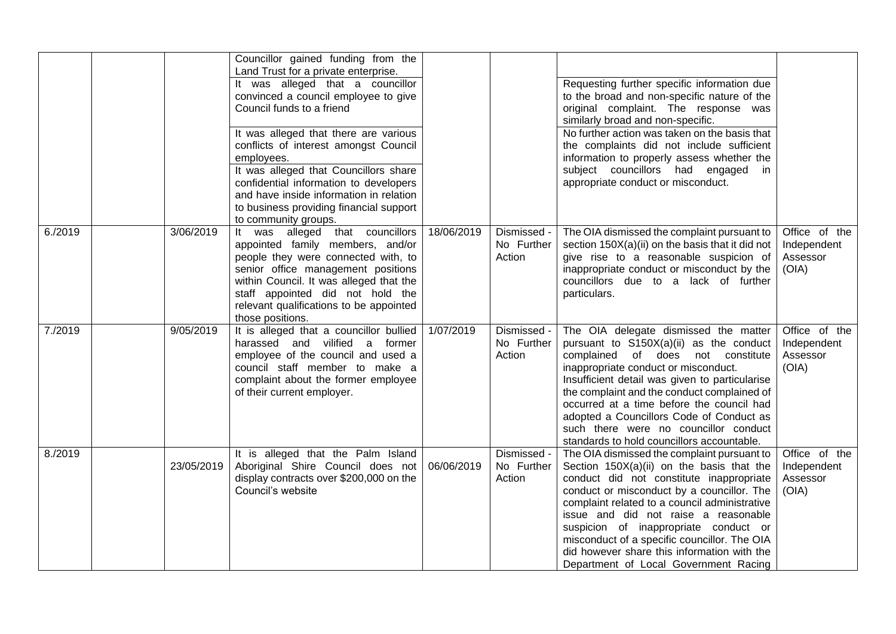| | | | | | | | |
|---|---|---|---|---|---|---|---|
| | | | Councillor gained funding from the Land Trust for a private enterprise. | | | | |
| | | | It was alleged that a councillor convinced a council employee to give Council funds to a friend | | | Requesting further specific information due to the broad and non-specific nature of the original complaint. The response was similarly broad and non-specific. | |
| | | | It was alleged that there are various conflicts of interest amongst Council employees. It was alleged that Councillors share confidential information to developers and have inside information in relation to business providing financial support to community groups. | | | No further action was taken on the basis that the complaints did not include sufficient information to properly assess whether the subject councillors had engaged in appropriate conduct or misconduct. | |
| 6./2019 | | 3/06/2019 | It was alleged that councillors appointed family members, and/or people they were connected with, to senior office management positions within Council. It was alleged that the staff appointed did not hold the relevant qualifications to be appointed those positions. | 18/06/2019 | Dismissed - No Further Action | The OIA dismissed the complaint pursuant to section 150X(a)(ii) on the basis that it did not give rise to a reasonable suspicion of inappropriate conduct or misconduct by the councillors due to a lack of further particulars. | Office of the Independent Assessor (OIA) |
| 7./2019 | | 9/05/2019 | It is alleged that a councillor bullied harassed and vilified a former employee of the council and used a council staff member to make a complaint about the former employee of their current employer. | 1/07/2019 | Dismissed - No Further Action | The OIA delegate dismissed the matter pursuant to S150X(a)(ii) as the conduct complained of does not constitute inappropriate conduct or misconduct. Insufficient detail was given to particularise the complaint and the conduct complained of occurred at a time before the council had adopted a Councillors Code of Conduct as such there were no councillor conduct standards to hold councillors accountable. | Office of the Independent Assessor (OIA) |
| 8./2019 | | 23/05/2019 | It is alleged that the Palm Island Aboriginal Shire Council does not display contracts over $200,000 on the Council's website | 06/06/2019 | Dismissed - No Further Action | The OIA dismissed the complaint pursuant to Section 150X(a)(ii) on the basis that the conduct did not constitute inappropriate conduct or misconduct by a councillor. The complaint related to a council administrative issue and did not raise a reasonable suspicion of inappropriate conduct or misconduct of a specific councillor. The OIA did however share this information with the Department of Local Government Racing | Office of the Independent Assessor (OIA) |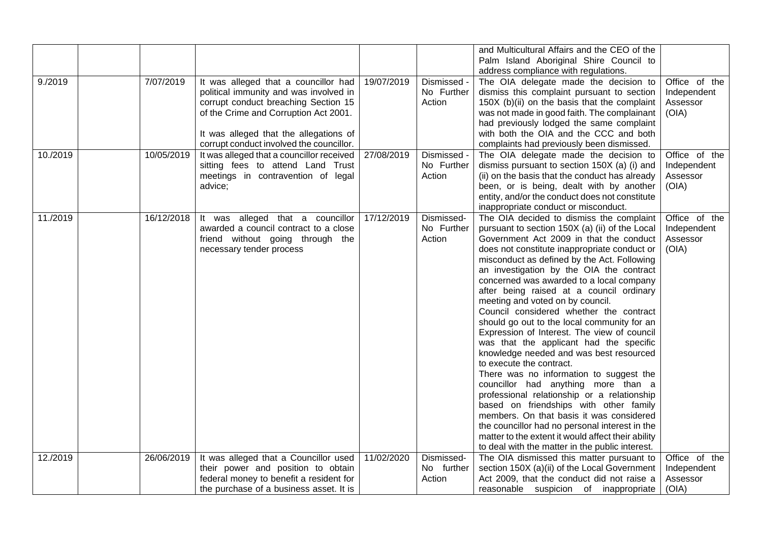|  |  |  |  |  |  | and Multicultural Affairs and the CEO of the Palm Island Aboriginal Shire Council to address compliance with regulations. |  |
| --- | --- | --- | --- | --- | --- | --- | --- |
| 9./2019 |  | 7/07/2019 | It was alleged that a councillor had political immunity and was involved in corrupt conduct breaching Section 15 of the Crime and Corruption Act 2001.<br><br>It was alleged that the allegations of corrupt conduct involved the councillor. | 19/07/2019 | Dismissed - No Further Action | The OIA delegate made the decision to dismiss this complaint pursuant to section 150X (b)(ii) on the basis that the complaint was not made in good faith. The complainant had previously lodged the same complaint with both the OIA and the CCC and both complaints had previously been dismissed. | Office of the Independent Assessor (OIA) |
| 10./2019 |  | 10/05/2019 | It was alleged that a councillor received sitting fees to attend Land Trust meetings in contravention of legal advice; | 27/08/2019 | Dismissed - No Further Action | The OIA delegate made the decision to dismiss pursuant to section 150X (a) (i) and (ii) on the basis that the conduct has already been, or is being, dealt with by another entity, and/or the conduct does not constitute inappropriate conduct or misconduct. | Office of the Independent Assessor (OIA) |
| 11./2019 |  | 16/12/2018 | It was alleged that a councillor awarded a council contract to a close friend without going through the necessary tender process | 17/12/2019 | Dismissed- No Further Action | The OIA decided to dismiss the complaint pursuant to section 150X (a) (ii) of the Local Government Act 2009 in that the conduct does not constitute inappropriate conduct or misconduct as defined by the Act. Following an investigation by the OIA the contract concerned was awarded to a local company after being raised at a council ordinary meeting and voted on by council.<br>Council considered whether the contract should go out to the local community for an Expression of Interest. The view of council was that the applicant had the specific knowledge needed and was best resourced to execute the contract.<br>There was no information to suggest the councillor had anything more than a professional relationship or a relationship based on friendships with other family members. On that basis it was considered the councillor had no personal interest in the matter to the extent it would affect their ability to deal with the matter in the public interest. | Office of the Independent Assessor (OIA) |
| 12./2019 |  | 26/06/2019 | It was alleged that a Councillor used their power and position to obtain federal money to benefit a resident for the purchase of a business asset. It is | 11/02/2020 | Dismissed- No further Action | The OIA dismissed this matter pursuant to section 150X (a)(ii) of the Local Government Act 2009, that the conduct did not raise a reasonable suspicion of inappropriate | Office of the Independent Assessor (OIA) |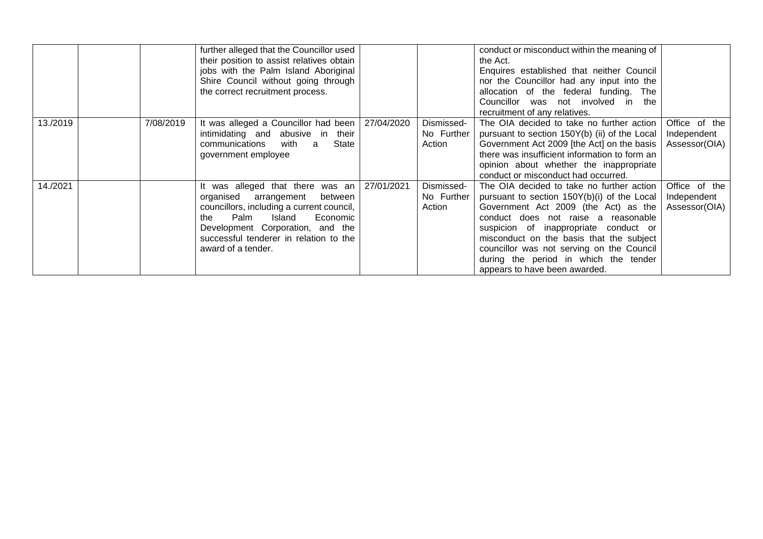| | | | | | | | |
|---|---|---|---|---|---|---|---|
| | | | further alleged that the Councillor used their position to assist relatives obtain jobs with the Palm Island Aboriginal Shire Council without going through the correct recruitment process. | | | conduct or misconduct within the meaning of the Act. Enquires established that neither Council nor the Councillor had any input into the allocation of the federal funding. The Councillor was not involved in the recruitment of any relatives. | |
| 13./2019 | | 7/08/2019 | It was alleged a Councillor had been intimidating and abusive in their communications with a State government employee | 27/04/2020 | Dismissed- No Further Action | The OIA decided to take no further action pursuant to section 150Y(b) (ii) of the Local Government Act 2009 [the Act] on the basis there was insufficient information to form an opinion about whether the inappropriate conduct or misconduct had occurred. | Office of the Independent Assessor(OIA) |
| 14./2021 | | | It was alleged that there was an organised arrangement between councillors, including a current council, the Palm Island Economic Development Corporation, and the successful tenderer in relation to the award of a tender. | 27/01/2021 | Dismissed- No Further Action | The OIA decided to take no further action pursuant to section 150Y(b)(i) of the Local Government Act 2009 (the Act) as the conduct does not raise a reasonable suspicion of inappropriate conduct or misconduct on the basis that the subject councillor was not serving on the Council during the period in which the tender appears to have been awarded. | Office of the Independent Assessor(OIA) |